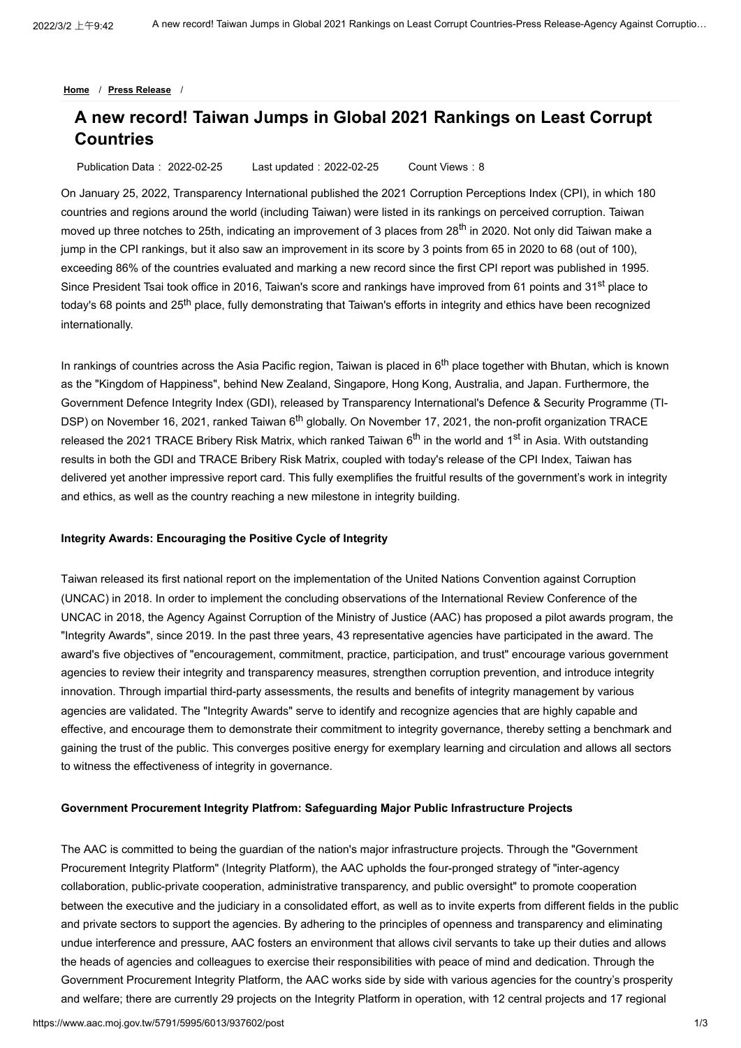Home / Press Release /

# A new record! Taiwan Jumps in Global 2021 Rankings on Least Corrupt Countries

Publication Data： 2022-02-25 Last updated：2022-02-25 Count Views：8

On January 25, 2022, Transparency International published the 2021 Corruption Perceptions Index (CPI), in which 180 countries and regions around the world (including Taiwan) were listed in its rankings on perceived corruption. Taiwan moved up three notches to 25th, indicating an improvement of 3 places from 28th in 2020. Not only did Taiwan make a jump in the CPI rankings, but it also saw an improvement in its score by 3 points from 65 in 2020 to 68 (out of 100), exceeding 86% of the countries evaluated and marking a new record since the first CPI report was published in 1995. Since President Tsai took office in 2016, Taiwan's score and rankings have improved from 61 points and 31st place to today's 68 points and 25th place, fully demonstrating that Taiwan's efforts in integrity and ethics have been recognized internationally.

In rankings of countries across the Asia Pacific region, Taiwan is placed in 6th place together with Bhutan, which is known as the "Kingdom of Happiness", behind New Zealand, Singapore, Hong Kong, Australia, and Japan. Furthermore, the Government Defence Integrity Index (GDI), released by Transparency International's Defence & Security Programme (TI-DSP) on November 16, 2021, ranked Taiwan 6th globally. On November 17, 2021, the non-profit organization TRACE released the 2021 TRACE Bribery Risk Matrix, which ranked Taiwan 6th in the world and 1st in Asia. With outstanding results in both the GDI and TRACE Bribery Risk Matrix, coupled with today's release of the CPI Index, Taiwan has delivered yet another impressive report card. This fully exemplifies the fruitful results of the government's work in integrity and ethics, as well as the country reaching a new milestone in integrity building.

**Integrity Awards: Encouraging the Positive Cycle of Integrity**

Taiwan released its first national report on the implementation of the United Nations Convention against Corruption (UNCAC) in 2018. In order to implement the concluding observations of the International Review Conference of the UNCAC in 2018, the Agency Against Corruption of the Ministry of Justice (AAC) has proposed a pilot awards program, the "Integrity Awards", since 2019. In the past three years, 43 representative agencies have participated in the award. The award's five objectives of "encouragement, commitment, practice, participation, and trust" encourage various government agencies to review their integrity and transparency measures, strengthen corruption prevention, and introduce integrity innovation. Through impartial third-party assessments, the results and benefits of integrity management by various agencies are validated. The "Integrity Awards" serve to identify and recognize agencies that are highly capable and effective, and encourage them to demonstrate their commitment to integrity governance, thereby setting a benchmark and gaining the trust of the public. This converges positive energy for exemplary learning and circulation and allows all sectors to witness the effectiveness of integrity in governance.

**Government Procurement Integrity Platfrom: Safeguarding Major Public Infrastructure Projects**

The AAC is committed to being the guardian of the nation's major infrastructure projects. Through the "Government Procurement Integrity Platform" (Integrity Platform), the AAC upholds the four-pronged strategy of "inter-agency collaboration, public-private cooperation, administrative transparency, and public oversight" to promote cooperation between the executive and the judiciary in a consolidated effort, as well as to invite experts from different fields in the public and private sectors to support the agencies. By adhering to the principles of openness and transparency and eliminating undue interference and pressure, AAC fosters an environment that allows civil servants to take up their duties and allows the heads of agencies and colleagues to exercise their responsibilities with peace of mind and dedication. Through the Government Procurement Integrity Platform, the AAC works side by side with various agencies for the country's prosperity and welfare; there are currently 29 projects on the Integrity Platform in operation, with 12 central projects and 17 regional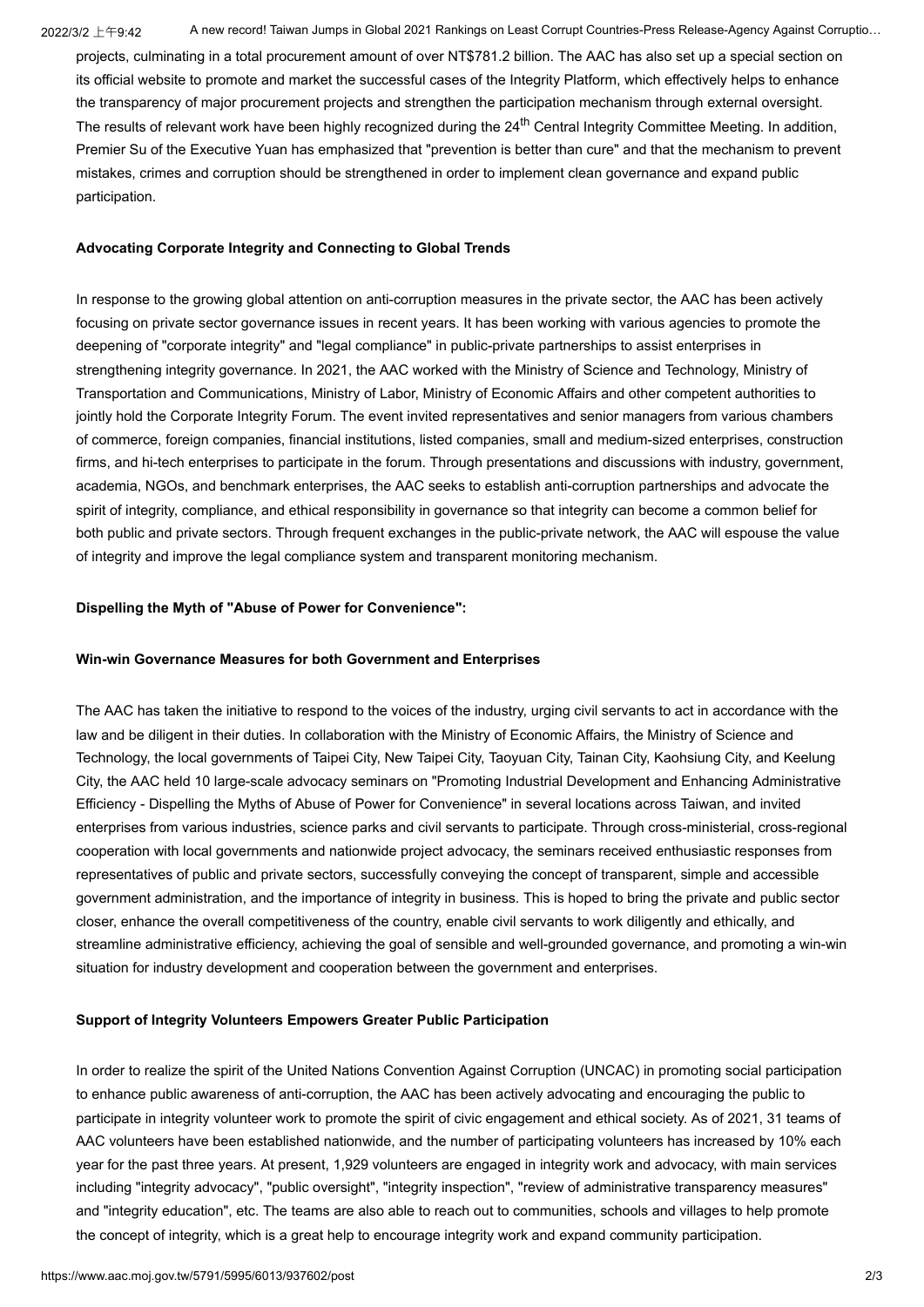projects, culminating in a total procurement amount of over NT$781.2 billion. The AAC has also set up a special section on its official website to promote and market the successful cases of the Integrity Platform, which effectively helps to enhance the transparency of major procurement projects and strengthen the participation mechanism through external oversight. The results of relevant work have been highly recognized during the 24th Central Integrity Committee Meeting. In addition, Premier Su of the Executive Yuan has emphasized that "prevention is better than cure" and that the mechanism to prevent mistakes, crimes and corruption should be strengthened in order to implement clean governance and expand public participation.

**Advocating Corporate Integrity and Connecting to Global Trends**

In response to the growing global attention on anti-corruption measures in the private sector, the AAC has been actively focusing on private sector governance issues in recent years. It has been working with various agencies to promote the deepening of "corporate integrity" and "legal compliance" in public-private partnerships to assist enterprises in strengthening integrity governance. In 2021, the AAC worked with the Ministry of Science and Technology, Ministry of Transportation and Communications, Ministry of Labor, Ministry of Economic Affairs and other competent authorities to jointly hold the Corporate Integrity Forum. The event invited representatives and senior managers from various chambers of commerce, foreign companies, financial institutions, listed companies, small and medium-sized enterprises, construction firms, and hi-tech enterprises to participate in the forum. Through presentations and discussions with industry, government, academia, NGOs, and benchmark enterprises, the AAC seeks to establish anti-corruption partnerships and advocate the spirit of integrity, compliance, and ethical responsibility in governance so that integrity can become a common belief for both public and private sectors. Through frequent exchanges in the public-private network, the AAC will espouse the value of integrity and improve the legal compliance system and transparent monitoring mechanism.

**Dispelling the Myth of "Abuse of Power for Convenience":**

**Win-win Governance Measures for both Government and Enterprises**

The AAC has taken the initiative to respond to the voices of the industry, urging civil servants to act in accordance with the law and be diligent in their duties. In collaboration with the Ministry of Economic Affairs, the Ministry of Science and Technology, the local governments of Taipei City, New Taipei City, Taoyuan City, Tainan City, Kaohsiung City, and Keelung City, the AAC held 10 large-scale advocacy seminars on "Promoting Industrial Development and Enhancing Administrative Efficiency - Dispelling the Myths of Abuse of Power for Convenience" in several locations across Taiwan, and invited enterprises from various industries, science parks and civil servants to participate. Through cross-ministerial, cross-regional cooperation with local governments and nationwide project advocacy, the seminars received enthusiastic responses from representatives of public and private sectors, successfully conveying the concept of transparent, simple and accessible government administration, and the importance of integrity in business. This is hoped to bring the private and public sector closer, enhance the overall competitiveness of the country, enable civil servants to work diligently and ethically, and streamline administrative efficiency, achieving the goal of sensible and well-grounded governance, and promoting a win-win situation for industry development and cooperation between the government and enterprises.

**Support of Integrity Volunteers Empowers Greater Public Participation**

In order to realize the spirit of the United Nations Convention Against Corruption (UNCAC) in promoting social participation to enhance public awareness of anti-corruption, the AAC has been actively advocating and encouraging the public to participate in integrity volunteer work to promote the spirit of civic engagement and ethical society. As of 2021, 31 teams of AAC volunteers have been established nationwide, and the number of participating volunteers has increased by 10% each year for the past three years. At present, 1,929 volunteers are engaged in integrity work and advocacy, with main services including "integrity advocacy", "public oversight", "integrity inspection", "review of administrative transparency measures" and "integrity education", etc. The teams are also able to reach out to communities, schools and villages to help promote the concept of integrity, which is a great help to encourage integrity work and expand community participation.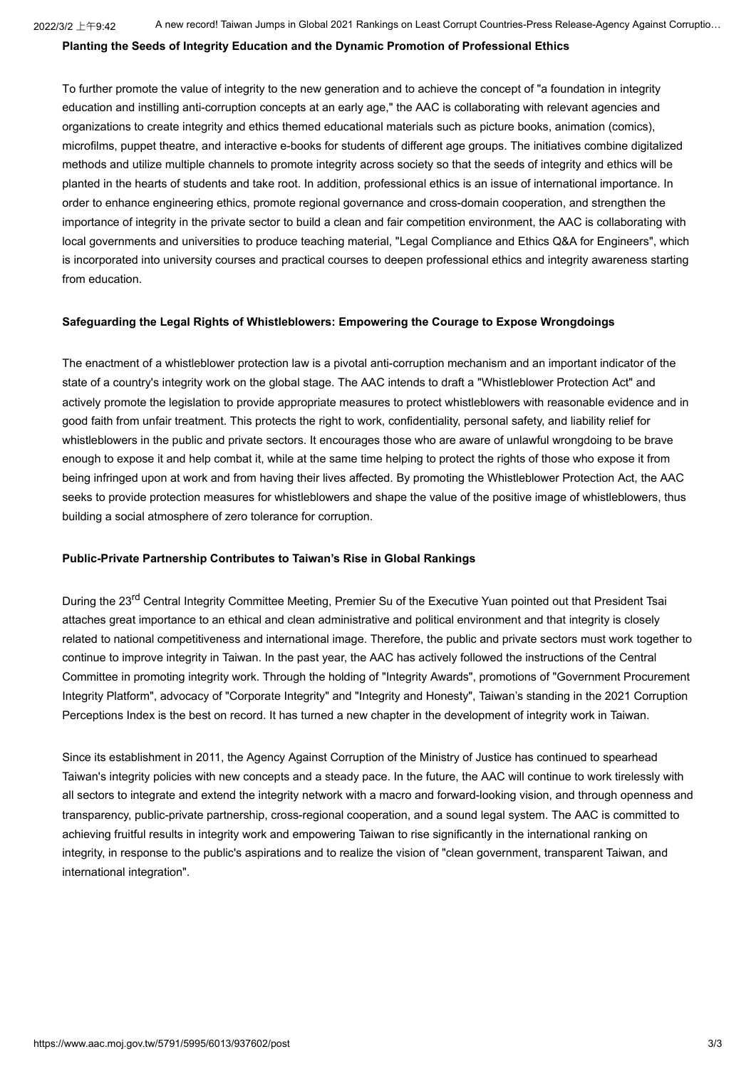**Planting the Seeds of Integrity Education and the Dynamic Promotion of Professional Ethics**

To further promote the value of integrity to the new generation and to achieve the concept of "a foundation in integrity education and instilling anti-corruption concepts at an early age," the AAC is collaborating with relevant agencies and organizations to create integrity and ethics themed educational materials such as picture books, animation (comics), microfilms, puppet theatre, and interactive e-books for students of different age groups. The initiatives combine digitalized methods and utilize multiple channels to promote integrity across society so that the seeds of integrity and ethics will be planted in the hearts of students and take root. In addition, professional ethics is an issue of international importance. In order to enhance engineering ethics, promote regional governance and cross-domain cooperation, and strengthen the importance of integrity in the private sector to build a clean and fair competition environment, the AAC is collaborating with local governments and universities to produce teaching material, "Legal Compliance and Ethics Q&A for Engineers", which is incorporated into university courses and practical courses to deepen professional ethics and integrity awareness starting from education.

**Safeguarding the Legal Rights of Whistleblowers: Empowering the Courage to Expose Wrongdoings**

The enactment of a whistleblower protection law is a pivotal anti-corruption mechanism and an important indicator of the state of a country's integrity work on the global stage. The AAC intends to draft a "Whistleblower Protection Act" and actively promote the legislation to provide appropriate measures to protect whistleblowers with reasonable evidence and in good faith from unfair treatment. This protects the right to work, confidentiality, personal safety, and liability relief for whistleblowers in the public and private sectors. It encourages those who are aware of unlawful wrongdoing to be brave enough to expose it and help combat it, while at the same time helping to protect the rights of those who expose it from being infringed upon at work and from having their lives affected. By promoting the Whistleblower Protection Act, the AAC seeks to provide protection measures for whistleblowers and shape the value of the positive image of whistleblowers, thus building a social atmosphere of zero tolerance for corruption.

**Public-Private Partnership Contributes to Taiwan's Rise in Global Rankings**

During the 23rd Central Integrity Committee Meeting, Premier Su of the Executive Yuan pointed out that President Tsai attaches great importance to an ethical and clean administrative and political environment and that integrity is closely related to national competitiveness and international image. Therefore, the public and private sectors must work together to continue to improve integrity in Taiwan. In the past year, the AAC has actively followed the instructions of the Central Committee in promoting integrity work. Through the holding of "Integrity Awards", promotions of "Government Procurement Integrity Platform", advocacy of "Corporate Integrity" and "Integrity and Honesty", Taiwan's standing in the 2021 Corruption Perceptions Index is the best on record. It has turned a new chapter in the development of integrity work in Taiwan.

Since its establishment in 2011, the Agency Against Corruption of the Ministry of Justice has continued to spearhead Taiwan's integrity policies with new concepts and a steady pace. In the future, the AAC will continue to work tirelessly with all sectors to integrate and extend the integrity network with a macro and forward-looking vision, and through openness and transparency, public-private partnership, cross-regional cooperation, and a sound legal system. The AAC is committed to achieving fruitful results in integrity work and empowering Taiwan to rise significantly in the international ranking on integrity, in response to the public's aspirations and to realize the vision of "clean government, transparent Taiwan, and international integration".